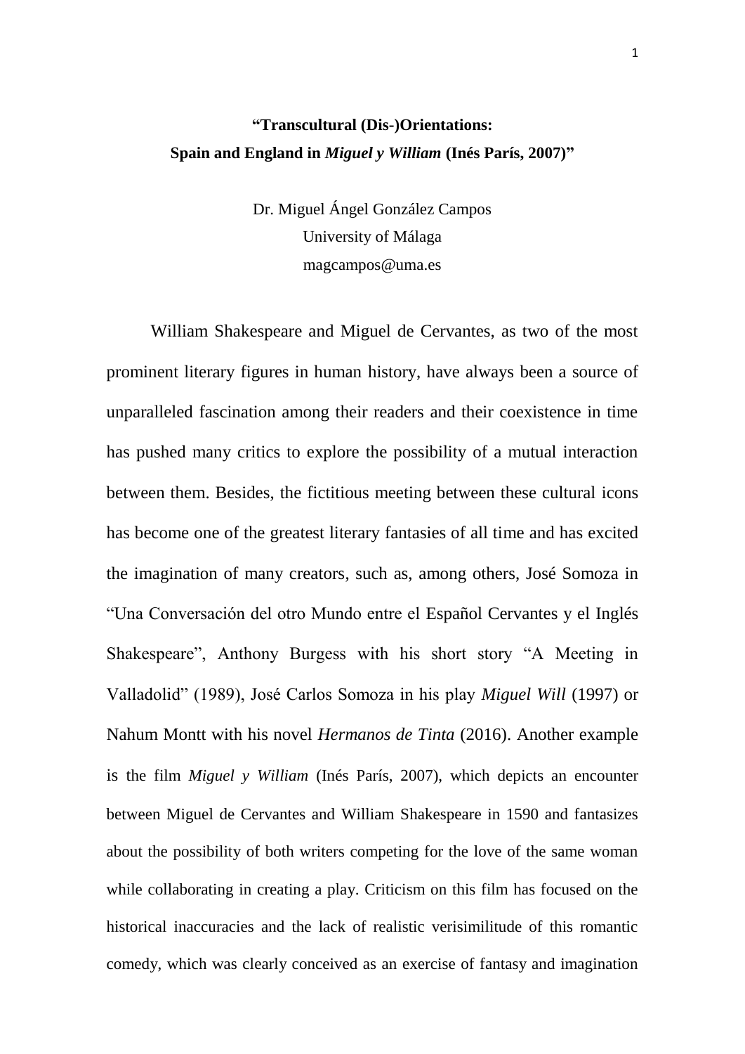# "Transcultural (Dis-)Orientations: Spain and England in *Miguel y William* (Inés París, 2007)"

Dr. Miguel Ángel González Campos
University of Málaga
magcampos@uma.es

William Shakespeare and Miguel de Cervantes, as two of the most prominent literary figures in human history, have always been a source of unparalleled fascination among their readers and their coexistence in time has pushed many critics to explore the possibility of a mutual interaction between them. Besides, the fictitious meeting between these cultural icons has become one of the greatest literary fantasies of all time and has excited the imagination of many creators, such as, among others, José Somoza in "Una Conversación del otro Mundo entre el Español Cervantes y el Inglés Shakespeare", Anthony Burgess with his short story "A Meeting in Valladolid" (1989), José Carlos Somoza in his play *Miguel Will* (1997) or Nahum Montt with his novel *Hermanos de Tinta* (2016). Another example is the film *Miguel y William* (Inés París, 2007), which depicts an encounter between Miguel de Cervantes and William Shakespeare in 1590 and fantasizes about the possibility of both writers competing for the love of the same woman while collaborating in creating a play. Criticism on this film has focused on the historical inaccuracies and the lack of realistic verisimilitude of this romantic comedy, which was clearly conceived as an exercise of fantasy and imagination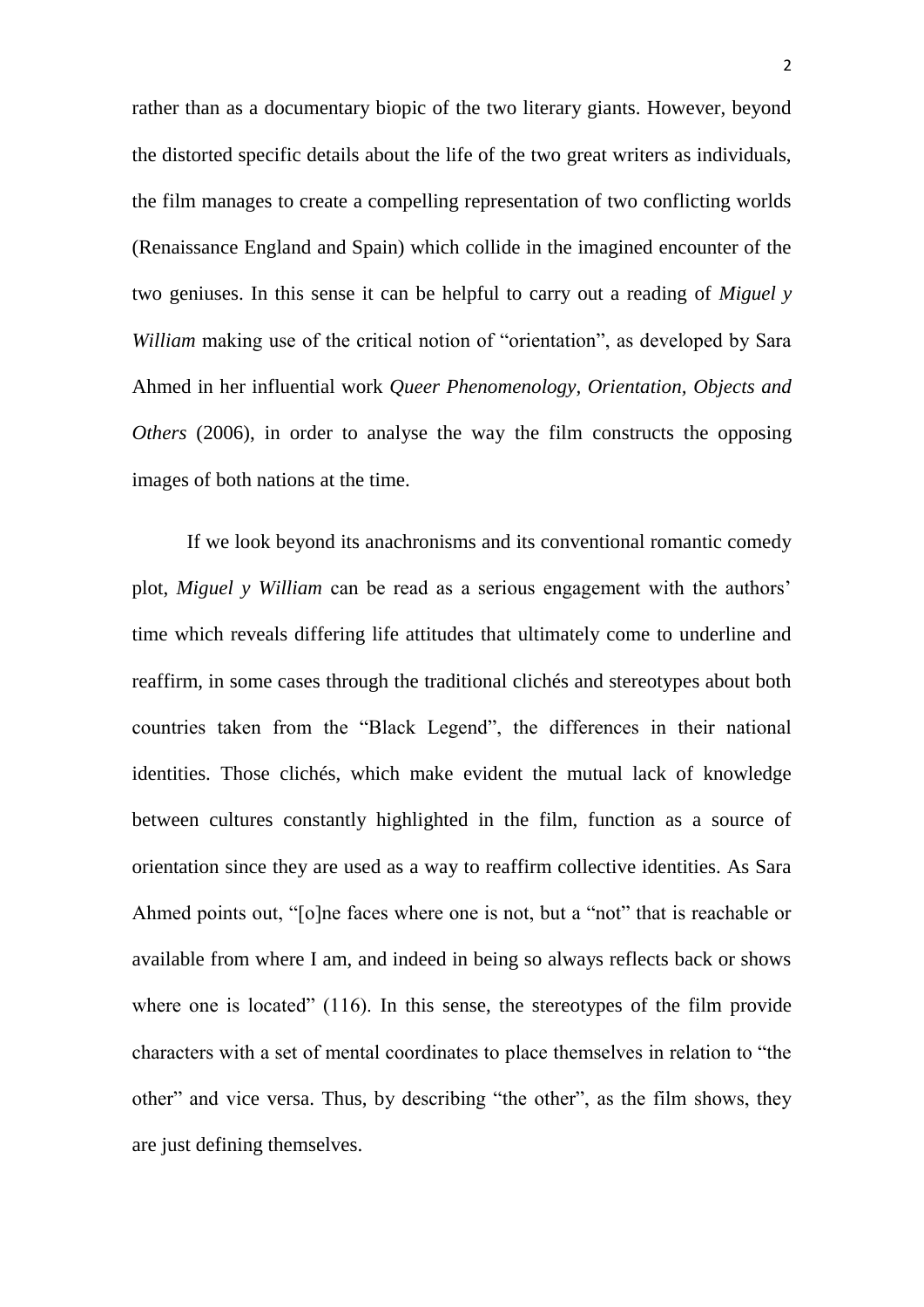rather than as a documentary biopic of the two literary giants. However, beyond the distorted specific details about the life of the two great writers as individuals, the film manages to create a compelling representation of two conflicting worlds (Renaissance England and Spain) which collide in the imagined encounter of the two geniuses. In this sense it can be helpful to carry out a reading of *Miguel y William* making use of the critical notion of "orientation", as developed by Sara Ahmed in her influential work *Queer Phenomenology, Orientation, Objects and Others* (2006), in order to analyse the way the film constructs the opposing images of both nations at the time.

If we look beyond its anachronisms and its conventional romantic comedy plot, *Miguel y William* can be read as a serious engagement with the authors' time which reveals differing life attitudes that ultimately come to underline and reaffirm, in some cases through the traditional clichés and stereotypes about both countries taken from the "Black Legend", the differences in their national identities. Those clichés, which make evident the mutual lack of knowledge between cultures constantly highlighted in the film, function as a source of orientation since they are used as a way to reaffirm collective identities. As Sara Ahmed points out, "[o]ne faces where one is not, but a "not" that is reachable or available from where I am, and indeed in being so always reflects back or shows where one is located" (116). In this sense, the stereotypes of the film provide characters with a set of mental coordinates to place themselves in relation to "the other" and vice versa. Thus, by describing "the other", as the film shows, they are just defining themselves.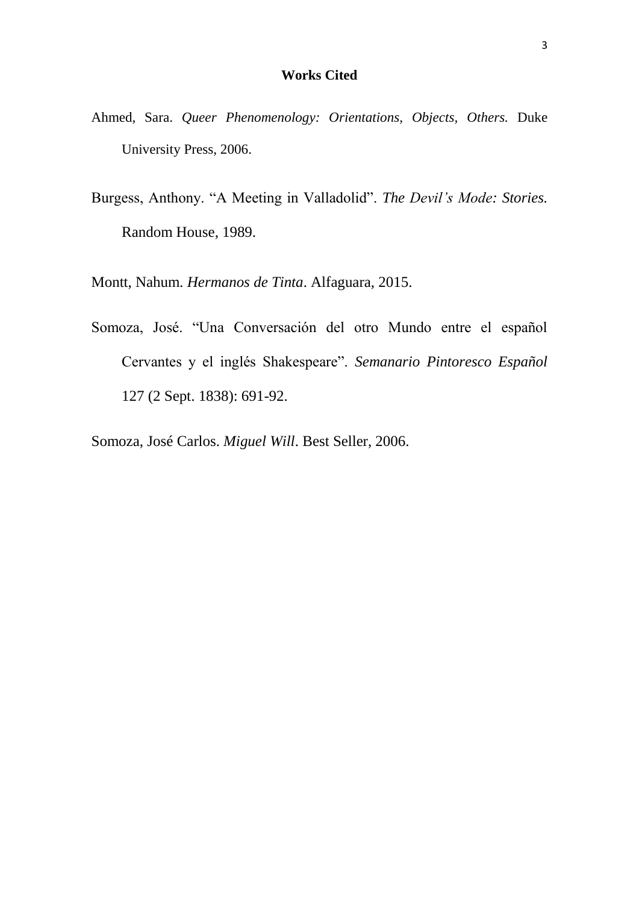**Works Cited**

Ahmed, Sara. *Queer Phenomenology: Orientations, Objects, Others.* Duke University Press, 2006.

Burgess, Anthony. "A Meeting in Valladolid". *The Devil's Mode: Stories.* Random House, 1989.

Montt, Nahum. *Hermanos de Tinta*. Alfaguara, 2015.

Somoza, José. "Una Conversación del otro Mundo entre el español Cervantes y el inglés Shakespeare". *Semanario Pintoresco Español* 127 (2 Sept. 1838): 691-92.

Somoza, José Carlos. *Miguel Will*. Best Seller, 2006.